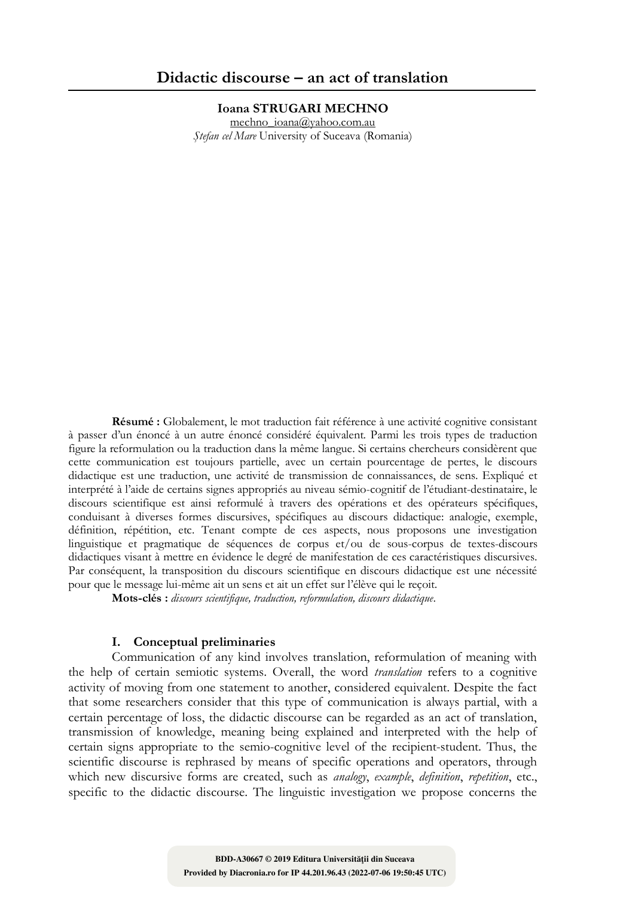# Didactic discourse – an act of translation

**Ioana STRUGARI MECHNO**
mechno_ioana@yahoo.com.au
*Ștefan cel Mare* University of Suceava (Romania)

**Résumé :** Globalement, le mot traduction fait référence à une activité cognitive consistant à passer d'un énoncé à un autre énoncé considéré équivalent. Parmi les trois types de traduction figure la reformulation ou la traduction dans la même langue. Si certains chercheurs considèrent que cette communication est toujours partielle, avec un certain pourcentage de pertes, le discours didactique est une traduction, une activité de transmission de connaissances, de sens. Expliqué et interprété à l'aide de certains signes appropriés au niveau sémio-cognitif de l'étudiant-destinataire, le discours scientifique est ainsi reformulé à travers des opérations et des opérateurs spécifiques, conduisant à diverses formes discursives, spécifiques au discours didactique: analogie, exemple, définition, répétition, etc. Tenant compte de ces aspects, nous proposons une investigation linguistique et pragmatique de séquences de corpus et/ou de sous-corpus de textes-discours didactiques visant à mettre en évidence le degré de manifestation de ces caractéristiques discursives. Par conséquent, la transposition du discours scientifique en discours didactique est une nécessité pour que le message lui-même ait un sens et ait un effet sur l'élève qui le reçoit.

**Mots-clés :** *discours scientifique, traduction, reformulation, discours didactique*.

## I. Conceptual preliminaries

Communication of any kind involves translation, reformulation of meaning with the help of certain semiotic systems. Overall, the word *translation* refers to a cognitive activity of moving from one statement to another, considered equivalent. Despite the fact that some researchers consider that this type of communication is always partial, with a certain percentage of loss, the didactic discourse can be regarded as an act of translation, transmission of knowledge, meaning being explained and interpreted with the help of certain signs appropriate to the semio-cognitive level of the recipient-student. Thus, the scientific discourse is rephrased by means of specific operations and operators, through which new discursive forms are created, such as *analogy*, *example*, *definition*, *repetition*, etc., specific to the didactic discourse. The linguistic investigation we propose concerns the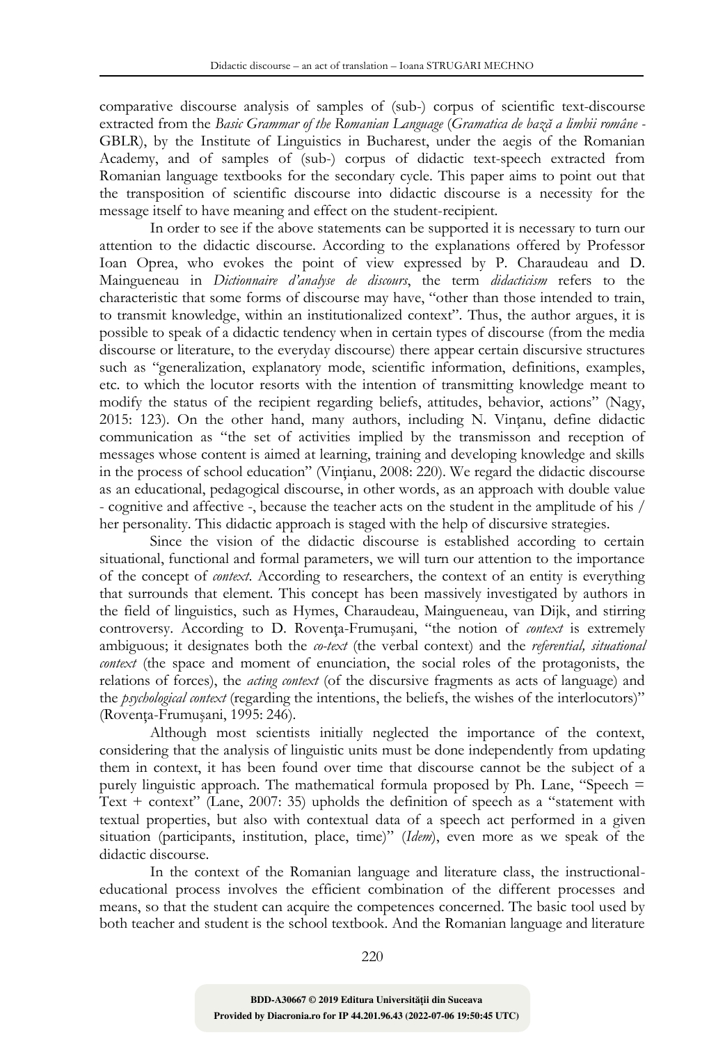comparative discourse analysis of samples of (sub-) corpus of scientific text-discourse extracted from the *Basic Grammar of the Romanian Language* (*Gramatica de bază a limbii române* - GBLR), by the Institute of Linguistics in Bucharest, under the aegis of the Romanian Academy, and of samples of (sub-) corpus of didactic text-speech extracted from Romanian language textbooks for the secondary cycle. This paper aims to point out that the transposition of scientific discourse into didactic discourse is a necessity for the message itself to have meaning and effect on the student-recipient.

In order to see if the above statements can be supported it is necessary to turn our attention to the didactic discourse. According to the explanations offered by Professor Ioan Oprea, who evokes the point of view expressed by P. Charaudeau and D. Maingueneau in *Dictionnaire d'analyse de discours*, the term *didacticism* refers to the characteristic that some forms of discourse may have, "other than those intended to train, to transmit knowledge, within an institutionalized context". Thus, the author argues, it is possible to speak of a didactic tendency when in certain types of discourse (from the media discourse or literature, to the everyday discourse) there appear certain discursive structures such as "generalization, explanatory mode, scientific information, definitions, examples, etc. to which the locutor resorts with the intention of transmitting knowledge meant to modify the status of the recipient regarding beliefs, attitudes, behavior, actions" (Nagy, 2015: 123). On the other hand, many authors, including N. Vinţanu, define didactic communication as "the set of activities implied by the transmisson and reception of messages whose content is aimed at learning, training and developing knowledge and skills in the process of school education" (Vinţianu, 2008: 220). We regard the didactic discourse as an educational, pedagogical discourse, in other words, as an approach with double value - cognitive and affective -, because the teacher acts on the student in the amplitude of his / her personality. This didactic approach is staged with the help of discursive strategies.

Since the vision of the didactic discourse is established according to certain situational, functional and formal parameters, we will turn our attention to the importance of the concept of *context*. According to researchers, the context of an entity is everything that surrounds that element. This concept has been massively investigated by authors in the field of linguistics, such as Hymes, Charaudeau, Maingueneau, van Dijk, and stirring controversy. According to D. Rovenţa-Frumuşani, "the notion of *context* is extremely ambiguous; it designates both the *co-text* (the verbal context) and the *referential, situational context* (the space and moment of enunciation, the social roles of the protagonists, the relations of forces), the *acting context* (of the discursive fragments as acts of language) and the *psychological context* (regarding the intentions, the beliefs, the wishes of the interlocutors)" (Rovenţa-Frumuşani, 1995: 246).

Although most scientists initially neglected the importance of the context, considering that the analysis of linguistic units must be done independently from updating them in context, it has been found over time that discourse cannot be the subject of a purely linguistic approach. The mathematical formula proposed by Ph. Lane, "Speech = Text + context" (Lane, 2007: 35) upholds the definition of speech as a "statement with textual properties, but also with contextual data of a speech act performed in a given situation (participants, institution, place, time)" (*Idem*), even more as we speak of the didactic discourse.

In the context of the Romanian language and literature class, the instructional-educational process involves the efficient combination of the different processes and means, so that the student can acquire the competences concerned. The basic tool used by both teacher and student is the school textbook. And the Romanian language and literature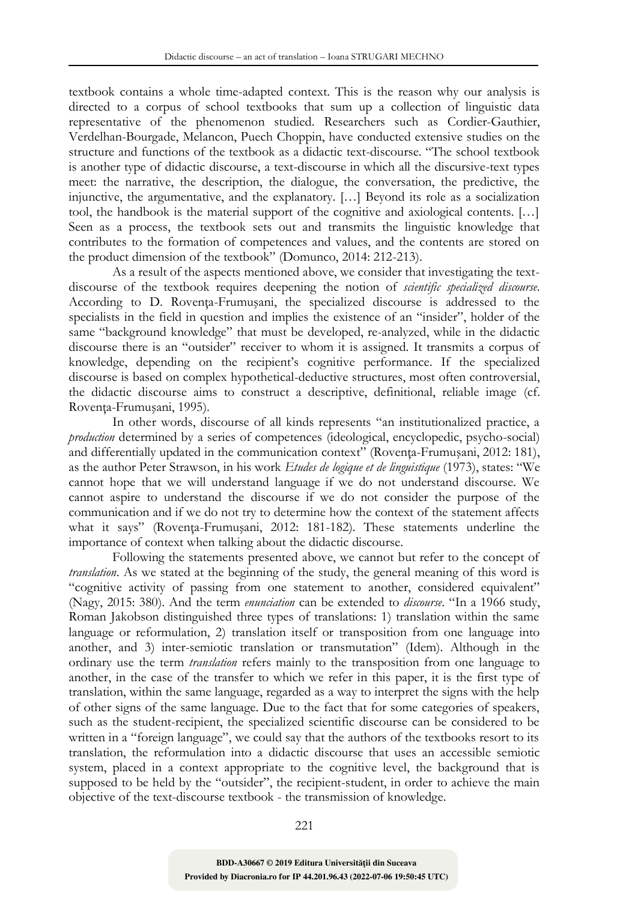textbook contains a whole time-adapted context. This is the reason why our analysis is directed to a corpus of school textbooks that sum up a collection of linguistic data representative of the phenomenon studied. Researchers such as Cordier-Gauthier, Verdelhan-Bourgade, Melancon, Puech Choppin, have conducted extensive studies on the structure and functions of the textbook as a didactic text-discourse. "The school textbook is another type of didactic discourse, a text-discourse in which all the discursive-text types meet: the narrative, the description, the dialogue, the conversation, the predictive, the injunctive, the argumentative, and the explanatory. […] Beyond its role as a socialization tool, the handbook is the material support of the cognitive and axiological contents. […] Seen as a process, the textbook sets out and transmits the linguistic knowledge that contributes to the formation of competences and values, and the contents are stored on the product dimension of the textbook" (Domunco, 2014: 212-213).

As a result of the aspects mentioned above, we consider that investigating the text-discourse of the textbook requires deepening the notion of *scientific specialized discourse*. According to D. Rovența-Frumușani, the specialized discourse is addressed to the specialists in the field in question and implies the existence of an "insider", holder of the same "background knowledge" that must be developed, re-analyzed, while in the didactic discourse there is an "outsider" receiver to whom it is assigned. It transmits a corpus of knowledge, depending on the recipient's cognitive performance. If the specialized discourse is based on complex hypothetical-deductive structures, most often controversial, the didactic discourse aims to construct a descriptive, definitional, reliable image (cf. Rovența-Frumușani, 1995).

In other words, discourse of all kinds represents "an institutionalized practice, a *production* determined by a series of competences (ideological, encyclopedic, psycho-social) and differentially updated in the communication context" (Rovența-Frumușani, 2012: 181), as the author Peter Strawson, in his work *Etudes de logique et de linguistique* (1973), states: "We cannot hope that we will understand language if we do not understand discourse. We cannot aspire to understand the discourse if we do not consider the purpose of the communication and if we do not try to determine how the context of the statement affects what it says" (Rovența-Frumușani, 2012: 181-182). These statements underline the importance of context when talking about the didactic discourse.

Following the statements presented above, we cannot but refer to the concept of *translation*. As we stated at the beginning of the study, the general meaning of this word is "cognitive activity of passing from one statement to another, considered equivalent" (Nagy, 2015: 380). And the term *enunciation* can be extended to *discourse*. "In a 1966 study, Roman Jakobson distinguished three types of translations: 1) translation within the same language or reformulation, 2) translation itself or transposition from one language into another, and 3) inter-semiotic translation or transmutation" (Idem). Although in the ordinary use the term *translation* refers mainly to the transposition from one language to another, in the case of the transfer to which we refer in this paper, it is the first type of translation, within the same language, regarded as a way to interpret the signs with the help of other signs of the same language. Due to the fact that for some categories of speakers, such as the student-recipient, the specialized scientific discourse can be considered to be written in a "foreign language", we could say that the authors of the textbooks resort to its translation, the reformulation into a didactic discourse that uses an accessible semiotic system, placed in a context appropriate to the cognitive level, the background that is supposed to be held by the "outsider", the recipient-student, in order to achieve the main objective of the text-discourse textbook - the transmission of knowledge.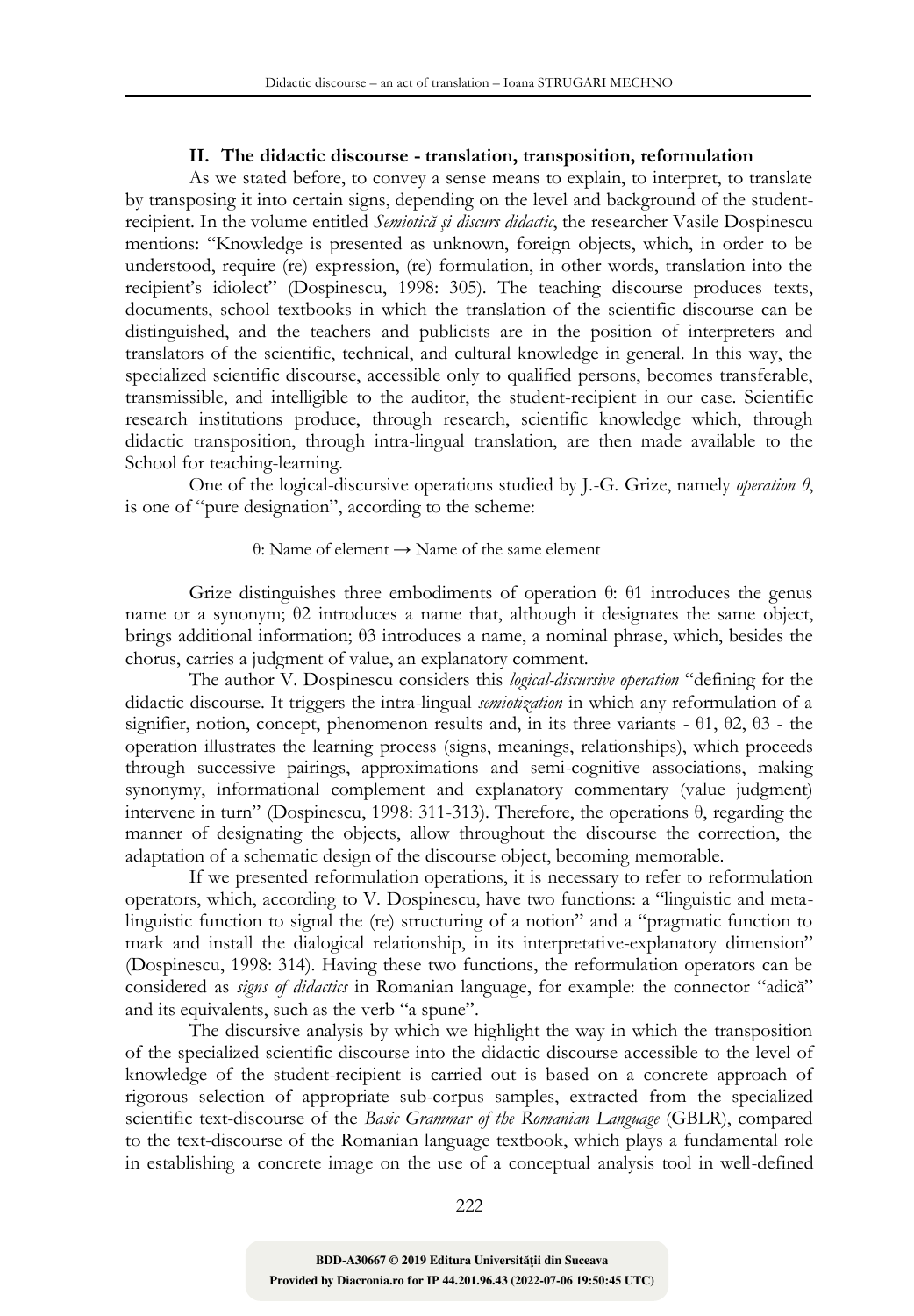### II. The didactic discourse - translation, transposition, reformulation

As we stated before, to convey a sense means to explain, to interpret, to translate by transposing it into certain signs, depending on the level and background of the student-recipient. In the volume entitled *Semiotică și discurs didactic*, the researcher Vasile Dospinescu mentions: "Knowledge is presented as unknown, foreign objects, which, in order to be understood, require (re) expression, (re) formulation, in other words, translation into the recipient's idiolect" (Dospinescu, 1998: 305). The teaching discourse produces texts, documents, school textbooks in which the translation of the scientific discourse can be distinguished, and the teachers and publicists are in the position of interpreters and translators of the scientific, technical, and cultural knowledge in general. In this way, the specialized scientific discourse, accessible only to qualified persons, becomes transferable, transmissible, and intelligible to the auditor, the student-recipient in our case. Scientific research institutions produce, through research, scientific knowledge which, through didactic transposition, through intra-lingual translation, are then made available to the School for teaching-learning.

One of the logical-discursive operations studied by J.-G. Grize, namely *operation θ*, is one of "pure designation", according to the scheme:

θ: Name of element → Name of the same element

Grize distinguishes three embodiments of operation θ: θ1 introduces the genus name or a synonym; θ2 introduces a name that, although it designates the same object, brings additional information; θ3 introduces a name, a nominal phrase, which, besides the chorus, carries a judgment of value, an explanatory comment.

The author V. Dospinescu considers this *logical-discursive operation* "defining for the didactic discourse. It triggers the intra-lingual *semiotization* in which any reformulation of a signifier, notion, concept, phenomenon results and, in its three variants - θ1, θ2, θ3 - the operation illustrates the learning process (signs, meanings, relationships), which proceeds through successive pairings, approximations and semi-cognitive associations, making synonymy, informational complement and explanatory commentary (value judgment) intervene in turn" (Dospinescu, 1998: 311-313). Therefore, the operations θ, regarding the manner of designating the objects, allow throughout the discourse the correction, the adaptation of a schematic design of the discourse object, becoming memorable.

If we presented reformulation operations, it is necessary to refer to reformulation operators, which, according to V. Dospinescu, have two functions: a "linguistic and meta-linguistic function to signal the (re) structuring of a notion" and a "pragmatic function to mark and install the dialogical relationship, in its interpretative-explanatory dimension" (Dospinescu, 1998: 314). Having these two functions, the reformulation operators can be considered as *signs of didactics* in Romanian language, for example: the connector "adică" and its equivalents, such as the verb "a spune".

The discursive analysis by which we highlight the way in which the transposition of the specialized scientific discourse into the didactic discourse accessible to the level of knowledge of the student-recipient is carried out is based on a concrete approach of rigorous selection of appropriate sub-corpus samples, extracted from the specialized scientific text-discourse of the *Basic Grammar of the Romanian Language* (GBLR), compared to the text-discourse of the Romanian language textbook, which plays a fundamental role in establishing a concrete image on the use of a conceptual analysis tool in well-defined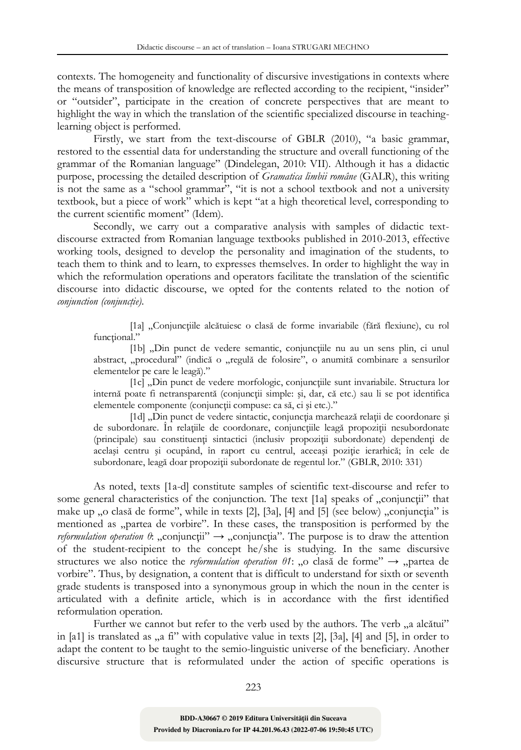contexts. The homogeneity and functionality of discursive investigations in contexts where the means of transposition of knowledge are reflected according to the recipient, "insider" or "outsider", participate in the creation of concrete perspectives that are meant to highlight the way in which the translation of the scientific specialized discourse in teaching-learning object is performed.

Firstly, we start from the text-discourse of GBLR (2010), "a basic grammar, restored to the essential data for understanding the structure and overall functioning of the grammar of the Romanian language" (Dindelegan, 2010: VII). Although it has a didactic purpose, processing the detailed description of *Gramatica limbii române* (GALR), this writing is not the same as a "school grammar", "it is not a school textbook and not a university textbook, but a piece of work" which is kept "at a high theoretical level, corresponding to the current scientific moment" (Idem).

Secondly, we carry out a comparative analysis with samples of didactic text-discourse extracted from Romanian language textbooks published in 2010-2013, effective working tools, designed to develop the personality and imagination of the students, to teach them to think and to learn, to expresses themselves. In order to highlight the way in which the reformulation operations and operators facilitate the translation of the scientific discourse into didactic discourse, we opted for the contents related to the notion of *conjunction (conjuncție)*.

> [1a] „Conjuncţiile alcătuiesc o clasă de forme invariabile (fără flexiune), cu rol funcţional."
>
> [1b] „Din punct de vedere semantic, conjuncţiile nu au un sens plin, ci unul abstract, „procedural" (indică o „regulă de folosire", o anumită combinare a sensurilor elementelor pe care le leagă)."
>
> [1c] „Din punct de vedere morfologic, conjuncţiile sunt invariabile. Structura lor internă poate fi netransparentă (conjuncţii simple: şi, dar, că etc.) sau li se pot identifica elementele componente (conjuncţii compuse: ca să, ci şi etc.)."
>
> [1d] „Din punct de vedere sintactic, conjuncţia marchează relaţii de coordonare şi de subordonare. În relaţiile de coordonare, conjuncţiile leagă propoziţii nesubordonate (principale) sau constituenţi sintactici (inclusiv propoziţii subordonate) dependenţi de acelaşi centru şi ocupând, în raport cu centrul, aceeaşi poziţie ierarhică; în cele de subordonare, leagă doar propoziţii subordonate de regentul lor." (GBLR, 2010: 331)

As noted, texts [1a-d] constitute samples of scientific text-discourse and refer to some general characteristics of the conjunction. The text [1a] speaks of „conjuncţii" that make up „o clasă de forme", while in texts [2], [3a], [4] and [5] (see below) „conjuncţia" is mentioned as „partea de vorbire". In these cases, the transposition is performed by the *reformulation operation θ*: „conjuncţii" → „conjuncţia". The purpose is to draw the attention of the student-recipient to the concept he/she is studying. In the same discursive structures we also notice the *reformulation operation θ1*: „o clasă de forme" → „partea de vorbire". Thus, by designation, a content that is difficult to understand for sixth or seventh grade students is transposed into a synonymous group in which the noun in the center is articulated with a definite article, which is in accordance with the first identified reformulation operation.

Further we cannot but refer to the verb used by the authors. The verb „a alcătui" in [a1] is translated as „a fi" with copulative value in texts [2], [3a], [4] and [5], in order to adapt the content to be taught to the semio-linguistic universe of the beneficiary. Another discursive structure that is reformulated under the action of specific operations is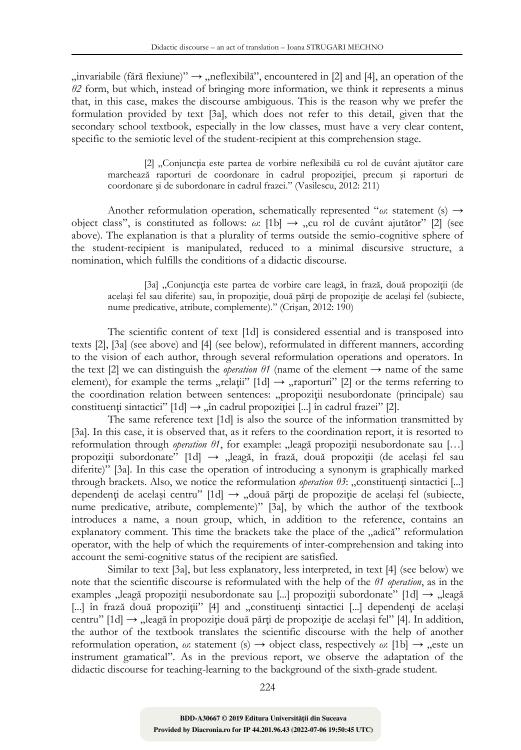„invariabile (fără flexiune)" → „neflexibilă", encountered in [2] and [4], an operation of the *θ2* form, but which, instead of bringing more information, we think it represents a minus that, in this case, makes the discourse ambiguous. This is the reason why we prefer the formulation provided by text [3a], which does not refer to this detail, given that the secondary school textbook, especially in the low classes, must have a very clear content, specific to the semiotic level of the student-recipient at this comprehension stage.

> [2] „Conjuncția este partea de vorbire neflexibilă cu rol de cuvânt ajutător care marchează raporturi de coordonare în cadrul propoziției, precum și raporturi de coordonare și de subordonare în cadrul frazei." (Vasilescu, 2012: 211)

Another reformulation operation, schematically represented "*ω*: statement (s) → object class", is constituted as follows: *ω*: [1b] → „cu rol de cuvânt ajutător" [2] (see above). The explanation is that a plurality of terms outside the semio-cognitive sphere of the student-recipient is manipulated, reduced to a minimal discursive structure, a nomination, which fulfills the conditions of a didactic discourse.

> [3a] „Conjuncția este partea de vorbire care leagă, în frază, două propoziții (de același fel sau diferite) sau, în propoziție, două părți de propoziție de același fel (subiecte, nume predicative, atribute, complemente)." (Crișan, 2012: 190)

The scientific content of text [1d] is considered essential and is transposed into texts [2], [3a] (see above) and [4] (see below), reformulated in different manners, according to the vision of each author, through several reformulation operations and operators. In the text [2] we can distinguish the *operation θ1* (name of the element → name of the same element), for example the terms „relații" [1d] → „raporturi" [2] or the terms referring to the coordination relation between sentences: „propoziții nesubordonate (principale) sau constituenți sintactici" [1d] → „în cadrul propoziției [...] în cadrul frazei" [2].

The same reference text [1d] is also the source of the information transmitted by [3a]. In this case, it is observed that, as it refers to the coordination report, it is resorted to reformulation through *operation θ1*, for example: „leagă propoziții nesubordonate sau […] propoziții subordonate" [1d] → „leagă, în frază, două propoziții (de același fel sau diferite)" [3a]. In this case the operation of introducing a synonym is graphically marked through brackets. Also, we notice the reformulation *operation θ3*: „constituenți sintactici [...] dependenți de același centru" [1d] → „două părți de propoziție de același fel (subiecte, nume predicative, atribute, complemente)" [3a], by which the author of the textbook introduces a name, a noun group, which, in addition to the reference, contains an explanatory comment. This time the brackets take the place of the „adică" reformulation operator, with the help of which the requirements of inter-comprehension and taking into account the semi-cognitive status of the recipient are satisfied.

Similar to text [3a], but less explanatory, less interpreted, in text [4] (see below) we note that the scientific discourse is reformulated with the help of the *θ1 operation*, as in the examples „leagă propoziții nesubordonate sau [...] propoziții subordonate" [1d] → „leagă [...] în frază două propoziții" [4] and „constituenți sintactici [...] dependenți de același centru" [1d] → „leagă în propoziție două părți de propoziție de același fel" [4]. In addition, the author of the textbook translates the scientific discourse with the help of another reformulation operation, *ω*: statement (s) → object class, respectively *ω*: [1b] → „este un instrument gramatical". As in the previous report, we observe the adaptation of the didactic discourse for teaching-learning to the background of the sixth-grade student.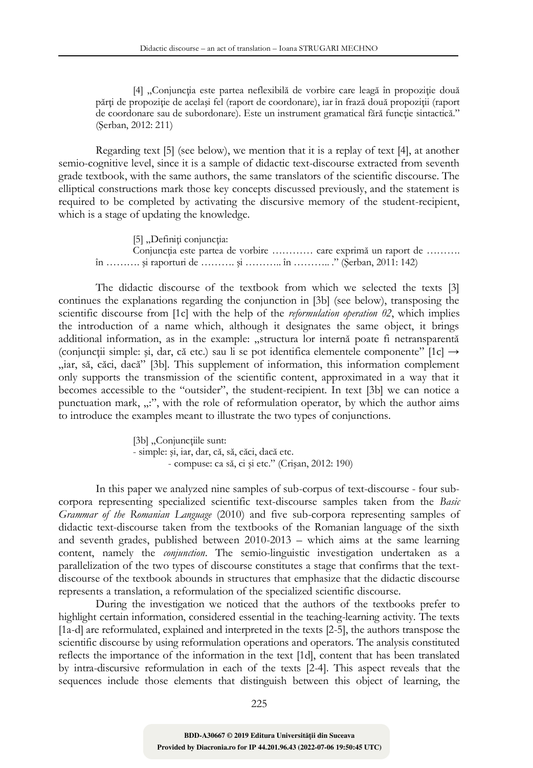[4] „Conjuncția este partea neflexibilă de vorbire care leagă în propoziție două părți de propoziție de același fel (raport de coordonare), iar în frază două propoziții (raport de coordonare sau de subordonare). Este un instrument gramatical fără funcție sintactică." (Șerban, 2012: 211)

Regarding text [5] (see below), we mention that it is a replay of text [4], at another semio-cognitive level, since it is a sample of didactic text-discourse extracted from seventh grade textbook, with the same authors, the same translators of the scientific discourse. The elliptical constructions mark those key concepts discussed previously, and the statement is required to be completed by activating the discursive memory of the student-recipient, which is a stage of updating the knowledge.

[5] „Definiți conjuncția:
Conjuncția este partea de vorbire ………… care exprimă un raport de ………. în ………. și raporturi de ………. și ……….. în ……….. ." (Șerban, 2011: 142)

The didactic discourse of the textbook from which we selected the texts [3] continues the explanations regarding the conjunction in [3b] (see below), transposing the scientific discourse from [1c] with the help of the *reformulation operation θ2*, which implies the introduction of a name which, although it designates the same object, it brings additional information, as in the example: „structura lor internă poate fi netransparentă (conjuncții simple: și, dar, că etc.) sau li se pot identifica elementele componente" [1c] → „iar, să, căci, dacă" [3b]. This supplement of information, this information complement only supports the transmission of the scientific content, approximated in a way that it becomes accessible to the "outsider", the student-recipient. In text [3b] we can notice a punctuation mark, „:", with the role of reformulation operator, by which the author aims to introduce the examples meant to illustrate the two types of conjunctions.

[3b] „Conjuncțiile sunt:
- simple: și, iar, dar, că, să, căci, dacă etc.
- compuse: ca să, ci și etc." (Crișan, 2012: 190)

In this paper we analyzed nine samples of sub-corpus of text-discourse - four sub-corpora representing specialized scientific text-discourse samples taken from the *Basic Grammar of the Romanian Language* (2010) and five sub-corpora representing samples of didactic text-discourse taken from the textbooks of the Romanian language of the sixth and seventh grades, published between 2010-2013 – which aims at the same learning content, namely the *conjunction*. The semio-linguistic investigation undertaken as a parallelization of the two types of discourse constitutes a stage that confirms that the text-discourse of the textbook abounds in structures that emphasize that the didactic discourse represents a translation, a reformulation of the specialized scientific discourse.

During the investigation we noticed that the authors of the textbooks prefer to highlight certain information, considered essential in the teaching-learning activity. The texts [1a-d] are reformulated, explained and interpreted in the texts [2-5], the authors transpose the scientific discourse by using reformulation operations and operators. The analysis constituted reflects the importance of the information in the text [1d], content that has been translated by intra-discursive reformulation in each of the texts [2-4]. This aspect reveals that the sequences include those elements that distinguish between this object of learning, the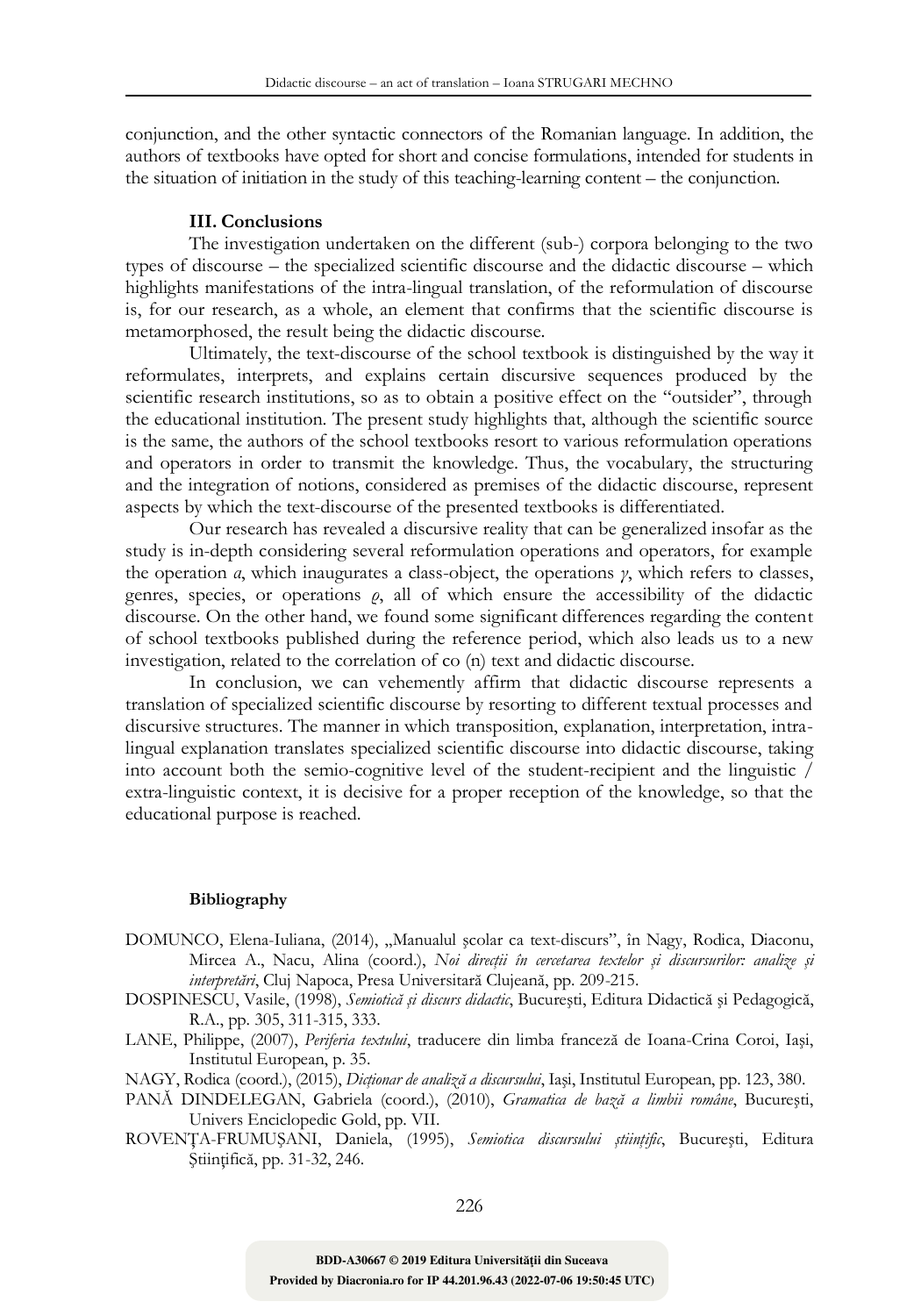conjunction, and the other syntactic connectors of the Romanian language. In addition, the authors of textbooks have opted for short and concise formulations, intended for students in the situation of initiation in the study of this teaching-learning content – the conjunction.

### III. Conclusions

The investigation undertaken on the different (sub-) corpora belonging to the two types of discourse – the specialized scientific discourse and the didactic discourse – which highlights manifestations of the intra-lingual translation, of the reformulation of discourse is, for our research, as a whole, an element that confirms that the scientific discourse is metamorphosed, the result being the didactic discourse.

Ultimately, the text-discourse of the school textbook is distinguished by the way it reformulates, interprets, and explains certain discursive sequences produced by the scientific research institutions, so as to obtain a positive effect on the "outsider", through the educational institution. The present study highlights that, although the scientific source is the same, the authors of the school textbooks resort to various reformulation operations and operators in order to transmit the knowledge. Thus, the vocabulary, the structuring and the integration of notions, considered as premises of the didactic discourse, represent aspects by which the text-discourse of the presented textbooks is differentiated.

Our research has revealed a discursive reality that can be generalized insofar as the study is in-depth considering several reformulation operations and operators, for example the operation *α*, which inaugurates a class-object, the operations *γ*, which refers to classes, genres, species, or operations *ϱ*, all of which ensure the accessibility of the didactic discourse. On the other hand, we found some significant differences regarding the content of school textbooks published during the reference period, which also leads us to a new investigation, related to the correlation of co (n) text and didactic discourse.

In conclusion, we can vehemently affirm that didactic discourse represents a translation of specialized scientific discourse by resorting to different textual processes and discursive structures. The manner in which transposition, explanation, interpretation, intra-lingual explanation translates specialized scientific discourse into didactic discourse, taking into account both the semio-cognitive level of the student-recipient and the linguistic / extra-linguistic context, it is decisive for a proper reception of the knowledge, so that the educational purpose is reached.

### Bibliography

DOMUNCO, Elena-Iuliana, (2014), „Manualul şcolar ca text-discurs", în Nagy, Rodica, Diaconu, Mircea A., Nacu, Alina (coord.), *Noi direcții în cercetarea textelor și discursurilor: analize și interpretări*, Cluj Napoca, Presa Universitară Clujeană, pp. 209-215.

DOSPINESCU, Vasile, (1998), *Semiotică și discurs didactic*, Bucureşti, Editura Didactică şi Pedagogică, R.A., pp. 305, 311-315, 333.

LANE, Philippe, (2007), *Periferia textului*, traducere din limba franceză de Ioana-Crina Coroi, Iaşi, Institutul European, p. 35.

NAGY, Rodica (coord.), (2015), *Dicționar de analiză a discursului*, Iaşi, Institutul European, pp. 123, 380.

PANĂ DINDELEGAN, Gabriela (coord.), (2010), *Gramatica de bază a limbii române*, Bucureşti, Univers Enciclopedic Gold, pp. VII.

ROVENȚA-FRUMUŞANI, Daniela, (1995), *Semiotica discursului științific*, Bucureşti, Editura Ştiinţifică, pp. 31-32, 246.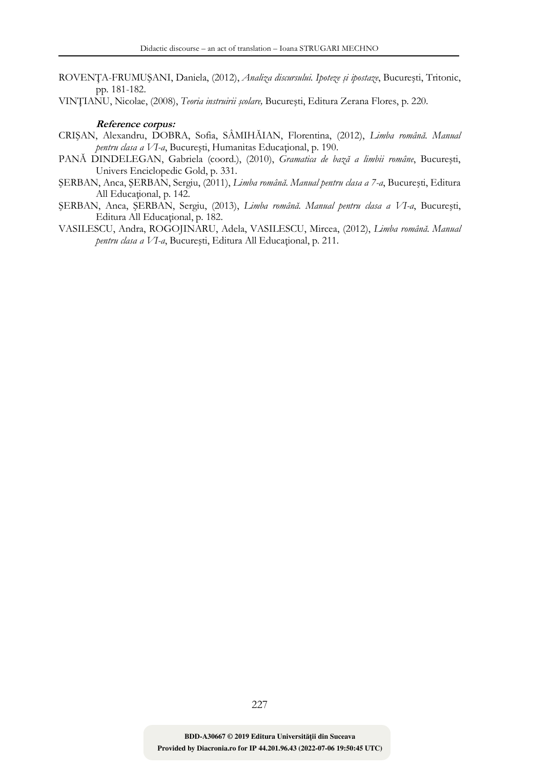ROVENŢA-FRUMUŞANI, Daniela, (2012), *Analiza discursului. Ipoteze şi ipostaze*, Bucureşti, Tritonic, pp. 181-182.

VINŢIANU, Nicolae, (2008), *Teoria instruirii şcolare,* Bucureşti, Editura Zerana Flores, p. 220.

***Reference corpus:***

CRIŞAN, Alexandru, DOBRA, Sofia, SÂMIHĂIAN, Florentina, (2012), *Limba română. Manual pentru clasa a VI-a*, Bucureşti, Humanitas Educaţional, p. 190.

PANĂ DINDELEGAN, Gabriela (coord.), (2010), *Gramatica de bază a limbii române*, Bucureşti, Univers Enciclopedic Gold, p. 331.

ŞERBAN, Anca, ŞERBAN, Sergiu, (2011), *Limba română. Manual pentru clasa a 7-a*, Bucureşti, Editura All Educaţional, p. 142.

ŞERBAN, Anca, ŞERBAN, Sergiu, (2013), *Limba română. Manual pentru clasa a VI-a*, Bucureşti, Editura All Educaţional, p. 182.

VASILESCU, Andra, ROGOJINARU, Adela, VASILESCU, Mircea, (2012), *Limba română. Manual pentru clasa a VI-a*, Bucureşti, Editura All Educaţional, p. 211.